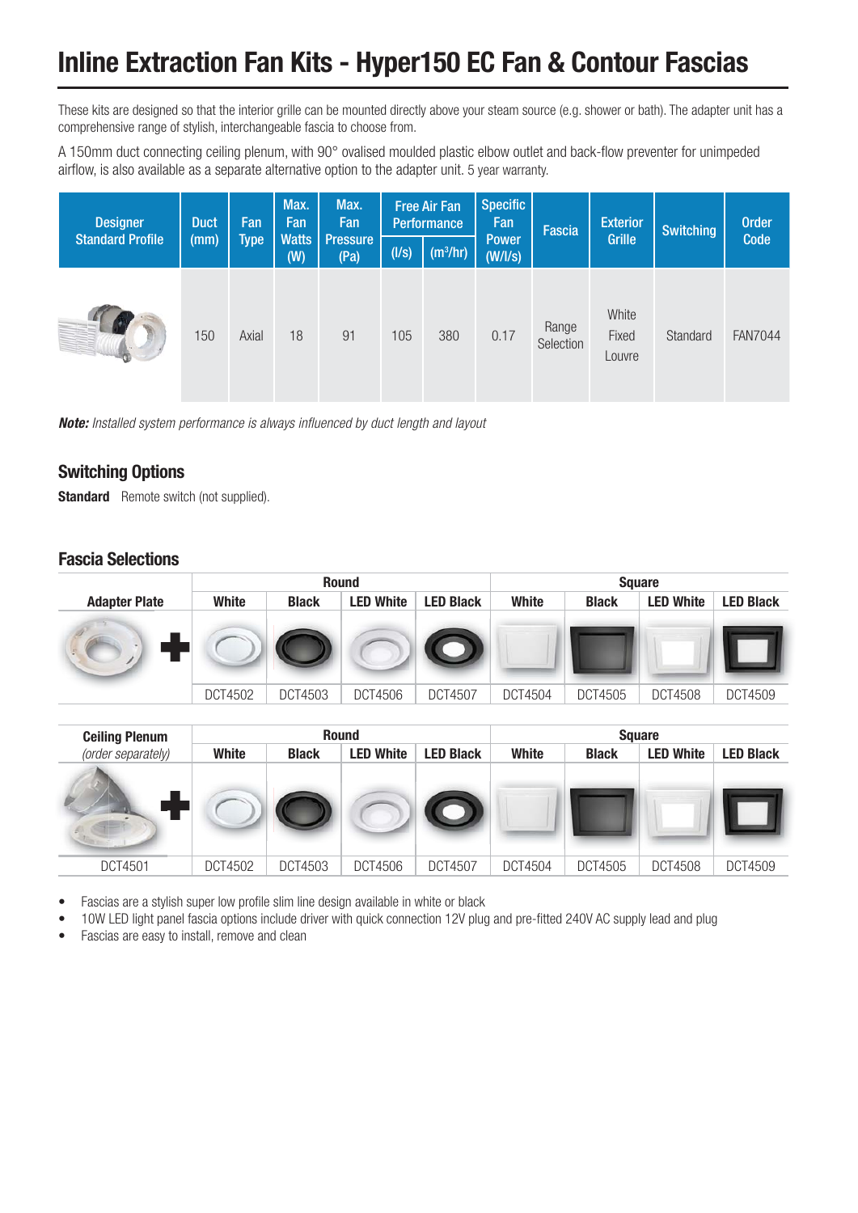# Inline Extraction Fan Kits - Hyper150 EC Fan & Contour Fascias

These kits are designed so that the interior grille can be mounted directly above your steam source (e.g. shower or bath). The adapter unit has a comprehensive range of stylish, interchangeable fascia to choose from.

A 150mm duct connecting ceiling plenum, with 90° ovalised moulded plastic elbow outlet and back-flow preventer for unimpeded airflow, is also available as a separate alternative option to the adapter unit. 5 year warranty.

| Designer Standard Profile | Duct (mm) | Fan Type | Max. Fan Watts (W) | Max. Fan Pressure (Pa) | Free Air Fan Performance | | Specific Fan Power (W/l/s) | Fascia | Exterior Grille | Switching | Order Code |
|---|---|---|---|---|---|---|---|---|---|---|---|
| | | | | | (l/s) | ($m^3$/hr) | | | | | |
| | 150 | Axial | 18 | 91 | 105 | 380 | 0.17 | Range Selection | White Fixed Louvre | Standard | FAN7044 |

***Note:*** *Installed system performance is always influenced by duct length and layout*

## Switching Options

**Standard** Remote switch (not supplied).

## Fascia Selections

| Adapter Plate | Round | | | | Square | | | |
|---|---|---|---|---|---|---|---|---|
| | White | Black | LED White | LED Black | White | Black | LED White | LED Black |
| + | DCT4502 | DCT4503 | DCT4506 | DCT4507 | DCT4504 | DCT4505 | DCT4508 | DCT4509 |

| Ceiling Plenum *(order separately)* | Round | | | | Square | | | |
|---|---|---|---|---|---|---|---|---|
| | White | Black | LED White | LED Black | White | Black | LED White | LED Black |
| DCT4501 + | DCT4502 | DCT4503 | DCT4506 | DCT4507 | DCT4504 | DCT4505 | DCT4508 | DCT4509 |

- Fascias are a stylish super low profile slim line design available in white or black
- 10W LED light panel fascia options include driver with quick connection 12V plug and pre-fitted 240V AC supply lead and plug
- Fascias are easy to install, remove and clean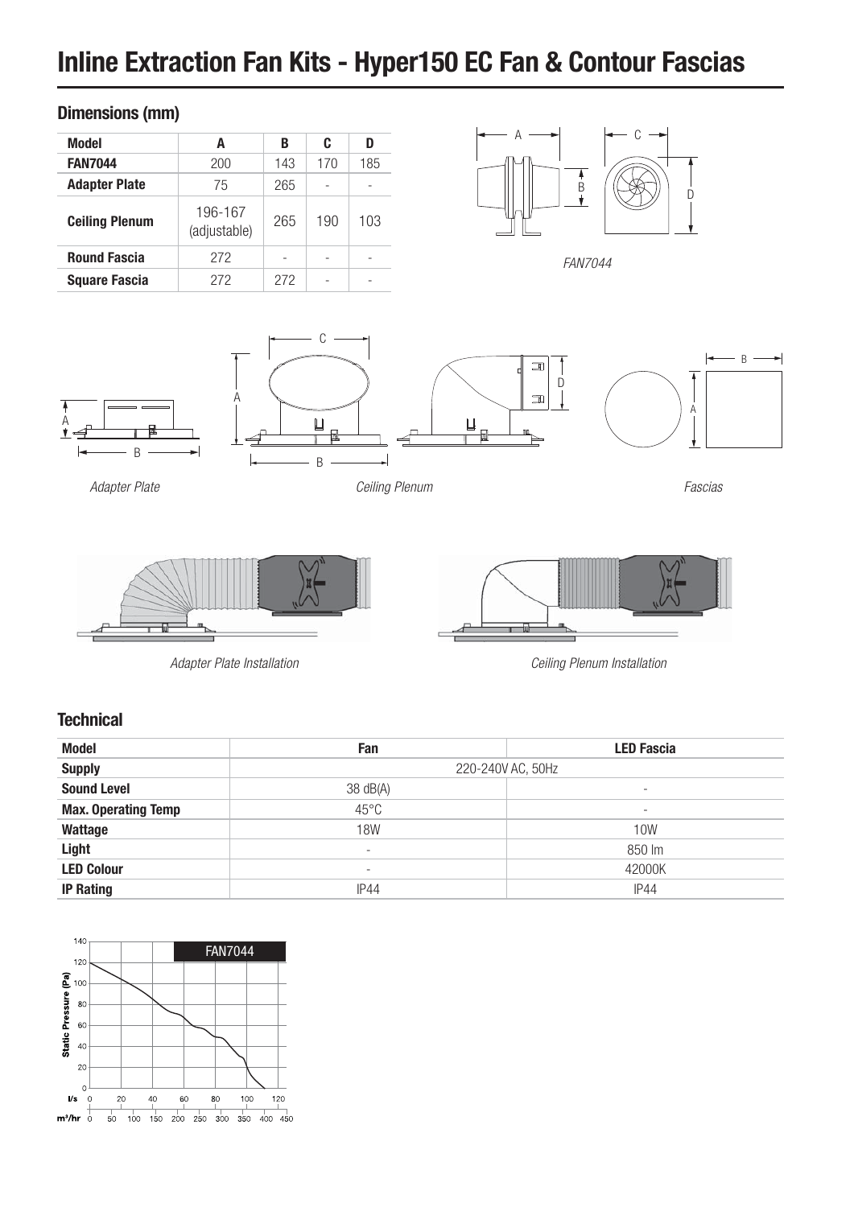# Inline Extraction Fan Kits - Hyper150 EC Fan & Contour Fascias

## Dimensions (mm)

| Model | A | B | C | D |
|---|---|---|---|---|
| **FAN7044** | 200 | 143 | 170 | 185 |
| **Adapter Plate** | 75 | 265 | - | - |
| **Ceiling Plenum** | 196-167 (adjustable) | 265 | 190 | 103 |
| **Round Fascia** | 272 | - | - | - |
| **Square Fascia** | 272 | 272 | - | - |

A B C D

*FAN7044*

A B C D

*Adapter Plate*

*Ceiling Plenum*

*Fascias*

*Adapter Plate Installation*

*Ceiling Plenum Installation*

## Technical

| Model | Fan | LED Fascia |
|---|---|---|
| **Supply** | 220-240V AC, 50Hz | |
| **Sound Level** | 38 dB(A) | - |
| **Max. Operating Temp** | 45°C | - |
| **Wattage** | 18W | 10W |
| **Light** | - | 850 lm |
| **LED Colour** | - | 42000K |
| **IP Rating** | IP44 | IP44 |

FAN7044

Static Pressure (Pa)

140
120
100
80
60
40
20
0

l/s 0 20 40 60 80 100 120

m³/hr 0 50 100 150 200 250 300 350 400 450